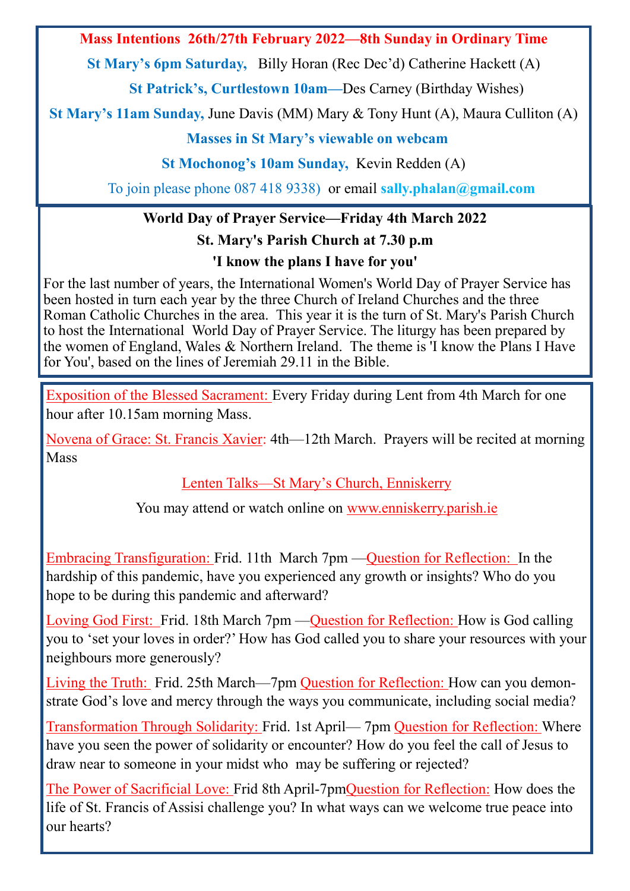**Mass Intentions 26th/27th February 2022—8th Sunday in Ordinary Time**

**St Mary's 6pm Saturday,** Billy Horan (Rec Dec'd) Catherine Hackett (A)

**St Patrick's, Curtlestown 10am**—Des Carney (Birthday Wishes)

**St Mary's 11am Sunday,** June Davis (MM) Mary & Tony Hunt (A), Maura Culliton (A)

**Masses in St Mary's viewable on webcam**

**St Mochonog's 10am Sunday,** Kevin Redden (A)

To join please phone 087 418 9338) or email **sally.phalan@gmail.com**

**World Day of Prayer Service—Friday 4th March 2022**

**St. Mary's Parish Church at 7.30 p.m**

**'I know the plans I have for you'**

For the last number of years, the International Women's World Day of Prayer Service has been hosted in turn each year by the three Church of Ireland Churches and the three Roman Catholic Churches in the area. This year it is the turn of St. Mary's Parish Church to host the International World Day of Prayer Service. The liturgy has been prepared by the women of England, Wales & Northern Ireland. The theme is 'I know the Plans I Have for You', based on the lines of Jeremiah 29.11 in the Bible.

Exposition of the Blessed Sacrament: Every Friday during Lent from 4th March for one hour after 10.15am morning Mass.

Novena of Grace: St. Francis Xavier: 4th—12th March. Prayers will be recited at morning Mass

Lenten Talks—St Mary's Church, Enniskerry

You may attend or watch online on www.enniskerry.parish.ie

Embracing Transfiguration: Frid. 11th March 7pm —Question for Reflection: In the hardship of this pandemic, have you experienced any growth or insights? Who do you hope to be during this pandemic and afterward?

Loving God First: Frid. 18th March 7pm —Question for Reflection: How is God calling you to 'set your loves in order?' How has God called you to share your resources with your neighbours more generously?

Living the Truth: Frid. 25th March—7pm Question for Reflection: How can you demonstrate God's love and mercy through the ways you communicate, including social media?

Transformation Through Solidarity: Frid. 1st April— 7pm Question for Reflection: Where have you seen the power of solidarity or encounter? How do you feel the call of Jesus to draw near to someone in your midst who may be suffering or rejected?

The Power of Sacrificial Love: Frid 8th April-7pm Question for Reflection: How does the life of St. Francis of Assisi challenge you? In what ways can we welcome true peace into our hearts?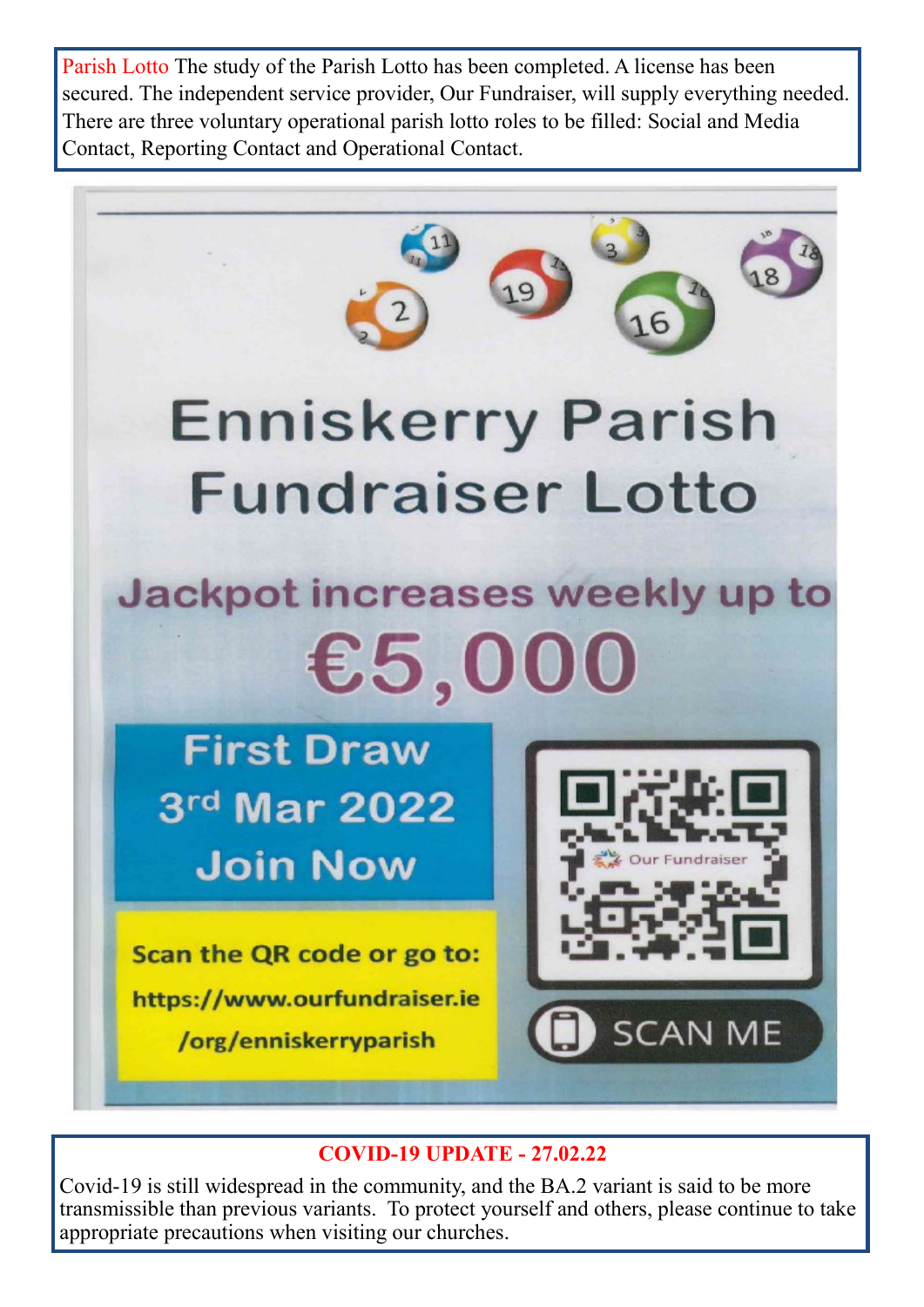Parish Lotto The study of the Parish Lotto has been completed. A license has been secured. The independent service provider, Our Fundraiser, will supply everything needed. There are three voluntary operational parish lotto roles to be filled: Social and Media Contact, Reporting Contact and Operational Contact.

# Enniskerry Parish Fundraiser Lotto

## Jackpot increases weekly up to €5,000

**First Draw**
**3rd Mar 2022**
**Join Now**

**Scan the QR code or go to:**
**https://www.ourfundraiser.ie/org/enniskerryparish**

SCAN ME

**COVID-19 UPDATE - 27.02.22**

Covid-19 is still widespread in the community, and the BA.2 variant is said to be more transmissible than previous variants. To protect yourself and others, please continue to take appropriate precautions when visiting our churches.